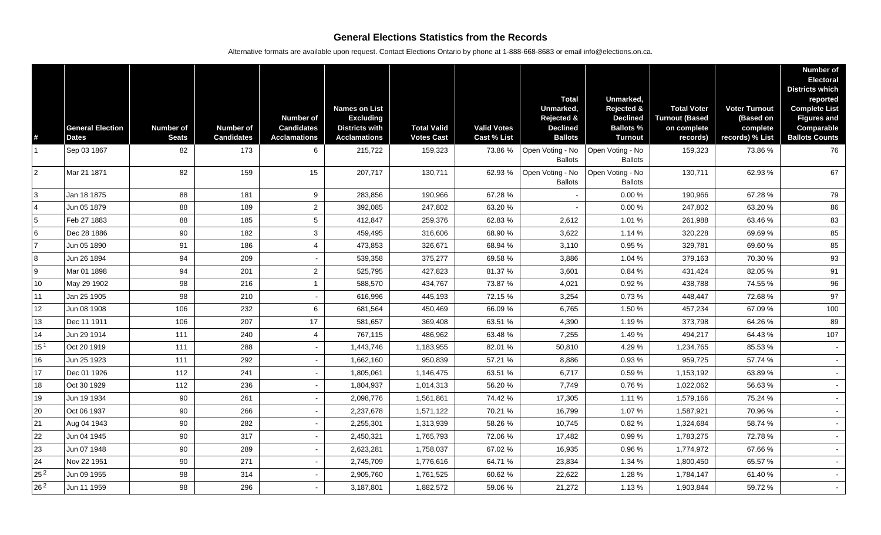# General Elections Statistics from the Records

Alternative formats are available upon request. Contact Elections Ontario by phone at 1-888-668-8683 or email info@elections.on.ca.

| # | General Election Dates | Number of Seats | Number of Candidates | Number of Candidates Acclamations | Names on List Excluding Districts with Acclamations | Total Valid Votes Cast | Valid Votes Cast % List | Total Unmarked, Rejected & Declined Ballots | Unmarked, Rejected & Declined Ballots % Turnout | Total Voter Turnout (Based on complete records) | Voter Turnout (Based on complete records) % List | Number of Electoral Districts which reported Complete List Figures and Comparable Ballots Counts |
|---|---|---|---|---|---|---|---|---|---|---|---|---|
| 1 | Sep 03 1867 | 82 | 173 | 6 | 215,722 | 159,323 | 73.86 % | Open Voting - No Ballots | Open Voting - No Ballots | 159,323 | 73.86 % | 76 |
| 2 | Mar 21 1871 | 82 | 159 | 15 | 207,717 | 130,711 | 62.93 % | Open Voting - No Ballots | Open Voting - No Ballots | 130,711 | 62.93 % | 67 |
| 3 | Jan 18 1875 | 88 | 181 | 9 | 283,856 | 190,966 | 67.28 % | - | 0.00 % | 190,966 | 67.28 % | 79 |
| 4 | Jun 05 1879 | 88 | 189 | 2 | 392,085 | 247,802 | 63.20 % | - | 0.00 % | 247,802 | 63.20 % | 86 |
| 5 | Feb 27 1883 | 88 | 185 | 5 | 412,847 | 259,376 | 62.83 % | 2,612 | 1.01 % | 261,988 | 63.46 % | 83 |
| 6 | Dec 28 1886 | 90 | 182 | 3 | 459,495 | 316,606 | 68.90 % | 3,622 | 1.14 % | 320,228 | 69.69 % | 85 |
| 7 | Jun 05 1890 | 91 | 186 | 4 | 473,853 | 326,671 | 68.94 % | 3,110 | 0.95 % | 329,781 | 69.60 % | 85 |
| 8 | Jun 26 1894 | 94 | 209 | - | 539,358 | 375,277 | 69.58 % | 3,886 | 1.04 % | 379,163 | 70.30 % | 93 |
| 9 | Mar 01 1898 | 94 | 201 | 2 | 525,795 | 427,823 | 81.37 % | 3,601 | 0.84 % | 431,424 | 82.05 % | 91 |
| 10 | May 29 1902 | 98 | 216 | 1 | 588,570 | 434,767 | 73.87 % | 4,021 | 0.92 % | 438,788 | 74.55 % | 96 |
| 11 | Jan 25 1905 | 98 | 210 | - | 616,996 | 445,193 | 72.15 % | 3,254 | 0.73 % | 448,447 | 72.68 % | 97 |
| 12 | Jun 08 1908 | 106 | 232 | 6 | 681,564 | 450,469 | 66.09 % | 6,765 | 1.50 % | 457,234 | 67.09 % | 100 |
| 13 | Dec 11 1911 | 106 | 207 | 17 | 581,657 | 369,408 | 63.51 % | 4,390 | 1.19 % | 373,798 | 64.26 % | 89 |
| 14 | Jun 29 1914 | 111 | 240 | 4 | 767,115 | 486,962 | 63.48 % | 7,255 | 1.49 % | 494,217 | 64.43 % | 107 |
| 15 [1] | Oct 20 1919 | 111 | 288 | - | 1,443,746 | 1,183,955 | 82.01 % | 50,810 | 4.29 % | 1,234,765 | 85.53 % | - |
| 16 | Jun 25 1923 | 111 | 292 | - | 1,662,160 | 950,839 | 57.21 % | 8,886 | 0.93 % | 959,725 | 57.74 % | - |
| 17 | Dec 01 1926 | 112 | 241 | - | 1,805,061 | 1,146,475 | 63.51 % | 6,717 | 0.59 % | 1,153,192 | 63.89 % | - |
| 18 | Oct 30 1929 | 112 | 236 | - | 1,804,937 | 1,014,313 | 56.20 % | 7,749 | 0.76 % | 1,022,062 | 56.63 % | - |
| 19 | Jun 19 1934 | 90 | 261 | - | 2,098,776 | 1,561,861 | 74.42 % | 17,305 | 1.11 % | 1,579,166 | 75.24 % | - |
| 20 | Oct 06 1937 | 90 | 266 | - | 2,237,678 | 1,571,122 | 70.21 % | 16,799 | 1.07 % | 1,587,921 | 70.96 % | - |
| 21 | Aug 04 1943 | 90 | 282 | - | 2,255,301 | 1,313,939 | 58.26 % | 10,745 | 0.82 % | 1,324,684 | 58.74 % | - |
| 22 | Jun 04 1945 | 90 | 317 | - | 2,450,321 | 1,765,793 | 72.06 % | 17,482 | 0.99 % | 1,783,275 | 72.78 % | - |
| 23 | Jun 07 1948 | 90 | 289 | - | 2,623,281 | 1,758,037 | 67.02 % | 16,935 | 0.96 % | 1,774,972 | 67.66 % | - |
| 24 | Nov 22 1951 | 90 | 271 | - | 2,745,709 | 1,776,616 | 64.71 % | 23,834 | 1.34 % | 1,800,450 | 65.57 % | - |
| 25 [2] | Jun 09 1955 | 98 | 314 | - | 2,905,760 | 1,761,525 | 60.62 % | 22,622 | 1.28 % | 1,784,147 | 61.40 % | - |
| 26 [2] | Jun 11 1959 | 98 | 296 | - | 3,187,801 | 1,882,572 | 59.06 % | 21,272 | 1.13 % | 1,903,844 | 59.72 % | - |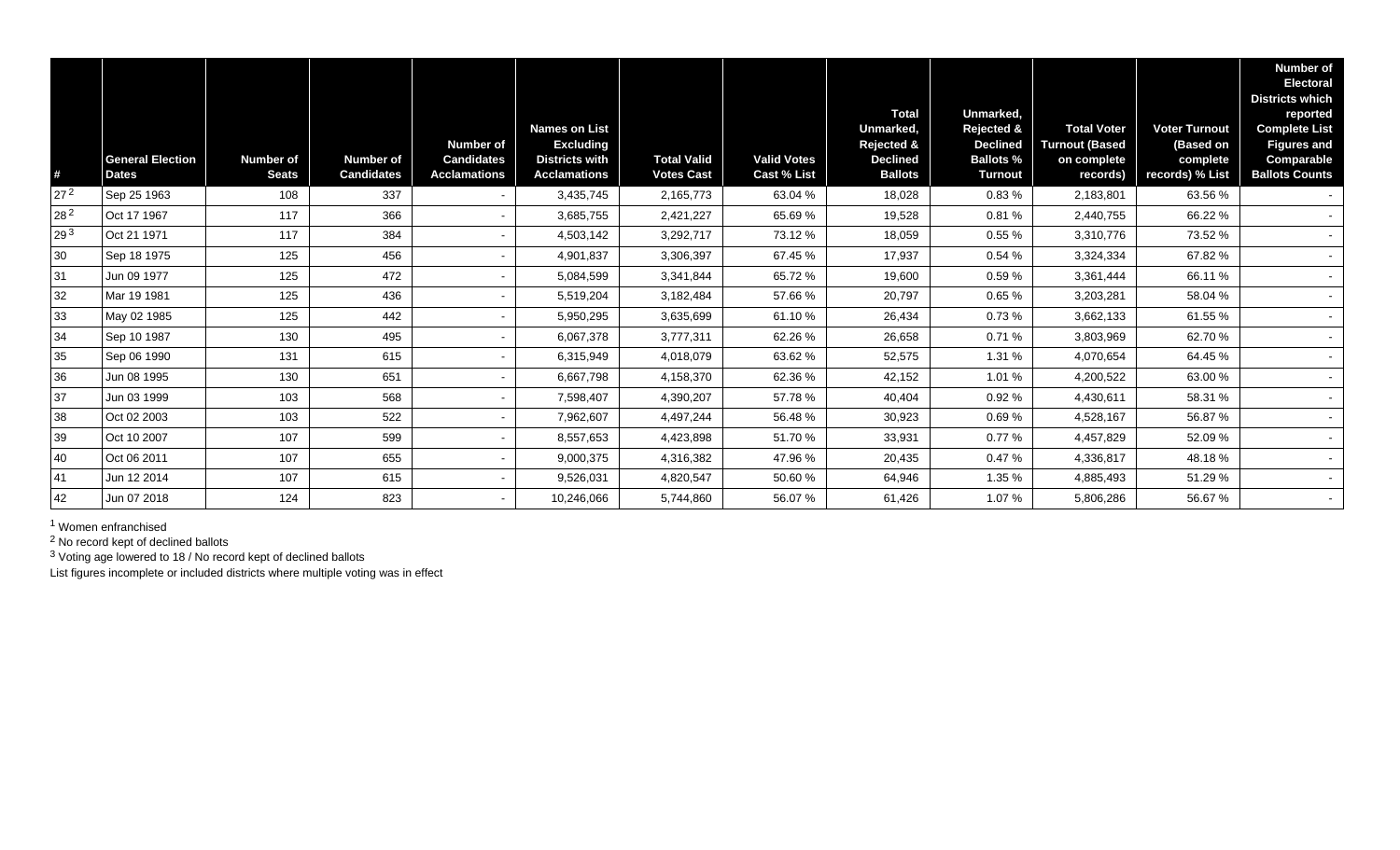| # | General Election Dates | Number of Seats | Number of Candidates | Number of Candidates Acclamations | Names on List Excluding Districts with Acclamations | Total Valid Votes Cast | Valid Votes Cast % List | Total Unmarked, Rejected & Declined Ballots | Unmarked, Rejected & Declined Ballots % Turnout | Total Voter Turnout (Based on complete records) | Voter Turnout (Based on complete records) % List | Number of Electoral Districts which reported Complete List Figures and Comparable Ballots Counts |
|---|---|---|---|---|---|---|---|---|---|---|---|---|
| 27 [2] | Sep 25 1963 | 108 | 337 | - | 3,435,745 | 2,165,773 | 63.04 % | 18,028 | 0.83 % | 2,183,801 | 63.56 % | - |
| 28 [2] | Oct 17 1967 | 117 | 366 | - | 3,685,755 | 2,421,227 | 65.69 % | 19,528 | 0.81 % | 2,440,755 | 66.22 % | - |
| 29 [3] | Oct 21 1971 | 117 | 384 | - | 4,503,142 | 3,292,717 | 73.12 % | 18,059 | 0.55 % | 3,310,776 | 73.52 % | - |
| 30 | Sep 18 1975 | 125 | 456 | - | 4,901,837 | 3,306,397 | 67.45 % | 17,937 | 0.54 % | 3,324,334 | 67.82 % | - |
| 31 | Jun 09 1977 | 125 | 472 | - | 5,084,599 | 3,341,844 | 65.72 % | 19,600 | 0.59 % | 3,361,444 | 66.11 % | - |
| 32 | Mar 19 1981 | 125 | 436 | - | 5,519,204 | 3,182,484 | 57.66 % | 20,797 | 0.65 % | 3,203,281 | 58.04 % | - |
| 33 | May 02 1985 | 125 | 442 | - | 5,950,295 | 3,635,699 | 61.10 % | 26,434 | 0.73 % | 3,662,133 | 61.55 % | - |
| 34 | Sep 10 1987 | 130 | 495 | - | 6,067,378 | 3,777,311 | 62.26 % | 26,658 | 0.71 % | 3,803,969 | 62.70 % | - |
| 35 | Sep 06 1990 | 131 | 615 | - | 6,315,949 | 4,018,079 | 63.62 % | 52,575 | 1.31 % | 4,070,654 | 64.45 % | - |
| 36 | Jun 08 1995 | 130 | 651 | - | 6,667,798 | 4,158,370 | 62.36 % | 42,152 | 1.01 % | 4,200,522 | 63.00 % | - |
| 37 | Jun 03 1999 | 103 | 568 | - | 7,598,407 | 4,390,207 | 57.78 % | 40,404 | 0.92 % | 4,430,611 | 58.31 % | - |
| 38 | Oct 02 2003 | 103 | 522 | - | 7,962,607 | 4,497,244 | 56.48 % | 30,923 | 0.69 % | 4,528,167 | 56.87 % | - |
| 39 | Oct 10 2007 | 107 | 599 | - | 8,557,653 | 4,423,898 | 51.70 % | 33,931 | 0.77 % | 4,457,829 | 52.09 % | - |
| 40 | Oct 06 2011 | 107 | 655 | - | 9,000,375 | 4,316,382 | 47.96 % | 20,435 | 0.47 % | 4,336,817 | 48.18 % | - |
| 41 | Jun 12 2014 | 107 | 615 | - | 9,526,031 | 4,820,547 | 50.60 % | 64,946 | 1.35 % | 4,885,493 | 51.29 % | - |
| 42 | Jun 07 2018 | 124 | 823 | - | 10,246,066 | 5,744,860 | 56.07 % | 61,426 | 1.07 % | 5,806,286 | 56.67 % | - |

[1] Women enfranchised

[2] No record kept of declined ballots

[3] Voting age lowered to 18 / No record kept of declined ballots

List figures incomplete or included districts where multiple voting was in effect